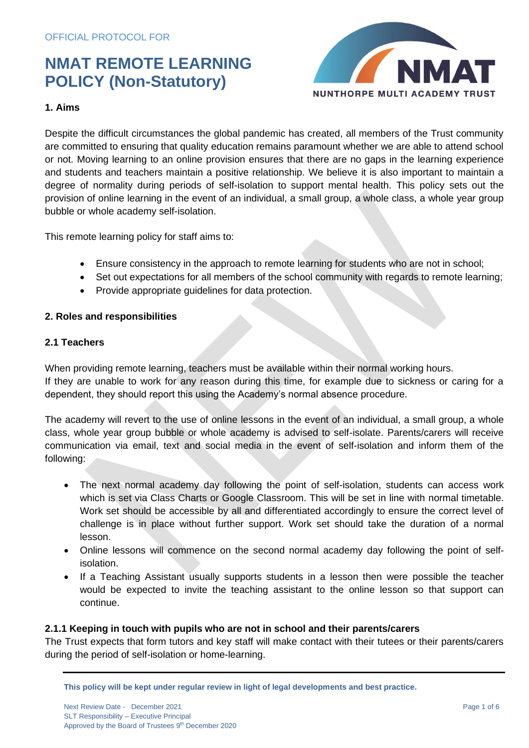OFFICIAL PROTOCOL FOR

# NMAT REMOTE LEARNING POLICY (Non-Statutory)

## 1. Aims

Despite the difficult circumstances the global pandemic has created, all members of the Trust community are committed to ensuring that quality education remains paramount whether we are able to attend school or not. Moving learning to an online provision ensures that there are no gaps in the learning experience and students and teachers maintain a positive relationship. We believe it is also important to maintain a degree of normality during periods of self-isolation to support mental health. This policy sets out the provision of online learning in the event of an individual, a small group, a whole class, a whole year group bubble or whole academy self-isolation.

This remote learning policy for staff aims to:

- Ensure consistency in the approach to remote learning for students who are not in school;
- Set out expectations for all members of the school community with regards to remote learning;
- Provide appropriate guidelines for data protection.

## 2. Roles and responsibilities

### 2.1 Teachers

When providing remote learning, teachers must be available within their normal working hours.
If they are unable to work for any reason during this time, for example due to sickness or caring for a dependent, they should report this using the Academy's normal absence procedure.

The academy will revert to the use of online lessons in the event of an individual, a small group, a whole class, whole year group bubble or whole academy is advised to self-isolate. Parents/carers will receive communication via email, text and social media in the event of self-isolation and inform them of the following:

- The next normal academy day following the point of self-isolation, students can access work which is set via Class Charts or Google Classroom. This will be set in line with normal timetable. Work set should be accessible by all and differentiated accordingly to ensure the correct level of challenge is in place without further support. Work set should take the duration of a normal lesson.
- Online lessons will commence on the second normal academy day following the point of self-isolation.
- If a Teaching Assistant usually supports students in a lesson then were possible the teacher would be expected to invite the teaching assistant to the online lesson so that support can continue.

#### 2.1.1 Keeping in touch with pupils who are not in school and their parents/carers

The Trust expects that form tutors and key staff will make contact with their tutees or their parents/carers during the period of self-isolation or home-learning.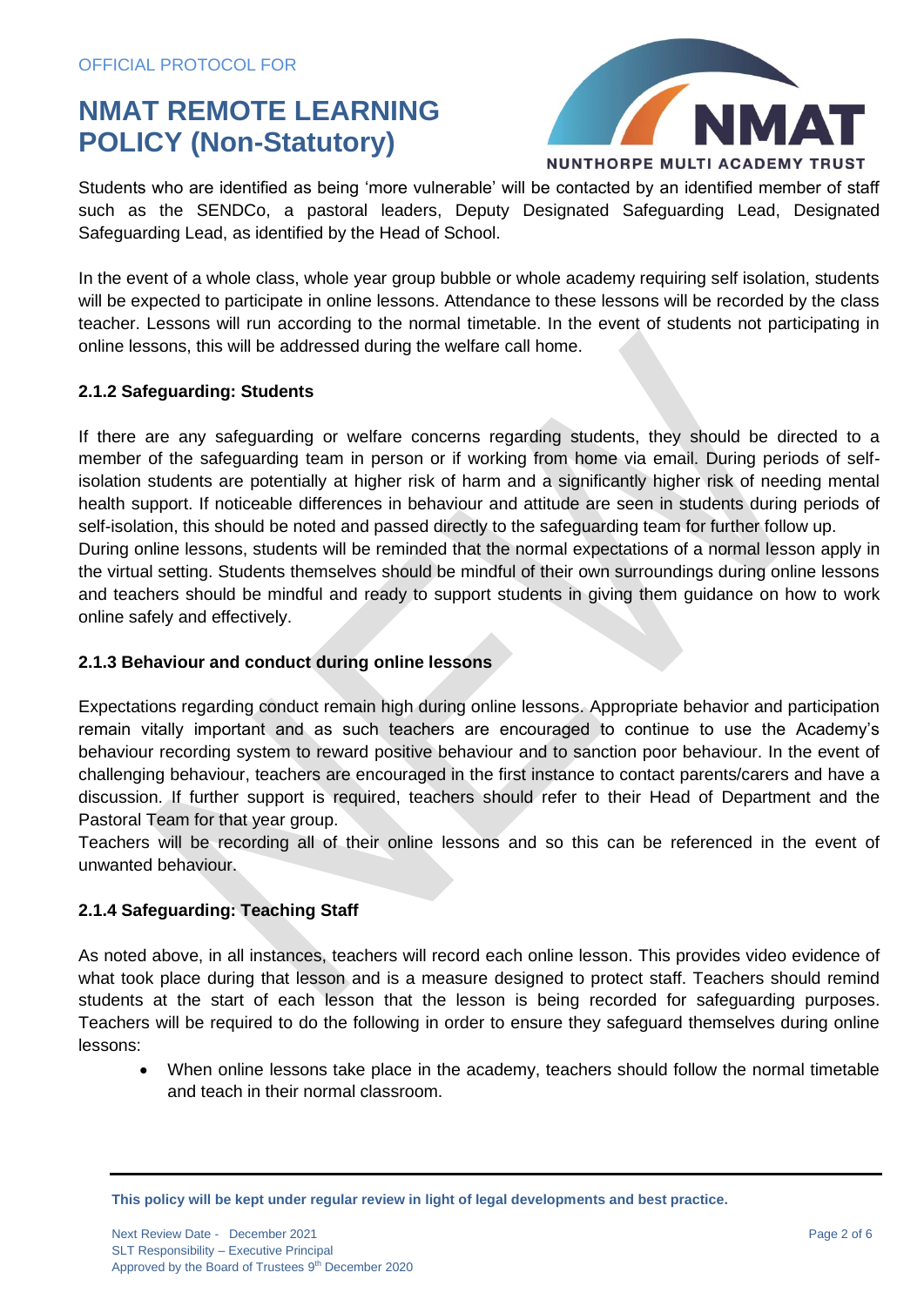Students who are identified as being 'more vulnerable' will be contacted by an identified member of staff such as the SENDCo, a pastoral leaders, Deputy Designated Safeguarding Lead, Designated Safeguarding Lead, as identified by the Head of School.

In the event of a whole class, whole year group bubble or whole academy requiring self isolation, students will be expected to participate in online lessons. Attendance to these lessons will be recorded by the class teacher. Lessons will run according to the normal timetable. In the event of students not participating in online lessons, this will be addressed during the welfare call home.

### 2.1.2 Safeguarding: Students

If there are any safeguarding or welfare concerns regarding students, they should be directed to a member of the safeguarding team in person or if working from home via email. During periods of self-isolation students are potentially at higher risk of harm and a significantly higher risk of needing mental health support. If noticeable differences in behaviour and attitude are seen in students during periods of self-isolation, this should be noted and passed directly to the safeguarding team for further follow up.
During online lessons, students will be reminded that the normal expectations of a normal lesson apply in the virtual setting. Students themselves should be mindful of their own surroundings during online lessons and teachers should be mindful and ready to support students in giving them guidance on how to work online safely and effectively.

### 2.1.3 Behaviour and conduct during online lessons

Expectations regarding conduct remain high during online lessons. Appropriate behavior and participation remain vitally important and as such teachers are encouraged to continue to use the Academy's behaviour recording system to reward positive behaviour and to sanction poor behaviour. In the event of challenging behaviour, teachers are encouraged in the first instance to contact parents/carers and have a discussion. If further support is required, teachers should refer to their Head of Department and the Pastoral Team for that year group.
Teachers will be recording all of their online lessons and so this can be referenced in the event of unwanted behaviour.

### 2.1.4 Safeguarding: Teaching Staff

As noted above, in all instances, teachers will record each online lesson. This provides video evidence of what took place during that lesson and is a measure designed to protect staff. Teachers should remind students at the start of each lesson that the lesson is being recorded for safeguarding purposes. Teachers will be required to do the following in order to ensure they safeguard themselves during online lessons:

- When online lessons take place in the academy, teachers should follow the normal timetable and teach in their normal classroom.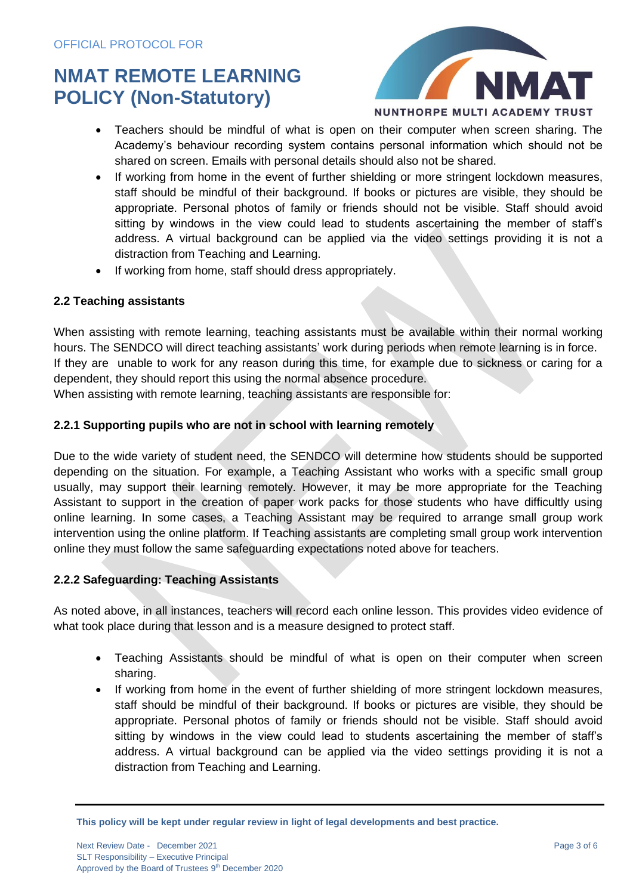- Teachers should be mindful of what is open on their computer when screen sharing. The Academy's behaviour recording system contains personal information which should not be shared on screen. Emails with personal details should also not be shared.
- If working from home in the event of further shielding or more stringent lockdown measures, staff should be mindful of their background. If books or pictures are visible, they should be appropriate. Personal photos of family or friends should not be visible. Staff should avoid sitting by windows in the view could lead to students ascertaining the member of staff's address. A virtual background can be applied via the video settings providing it is not a distraction from Teaching and Learning.
- If working from home, staff should dress appropriately.

### 2.2 Teaching assistants

When assisting with remote learning, teaching assistants must be available within their normal working hours. The SENDCO will direct teaching assistants' work during periods when remote learning is in force. If they are unable to work for any reason during this time, for example due to sickness or caring for a dependent, they should report this using the normal absence procedure.
When assisting with remote learning, teaching assistants are responsible for:

#### 2.2.1 Supporting pupils who are not in school with learning remotely

Due to the wide variety of student need, the SENDCO will determine how students should be supported depending on the situation. For example, a Teaching Assistant who works with a specific small group usually, may support their learning remotely. However, it may be more appropriate for the Teaching Assistant to support in the creation of paper work packs for those students who have difficultly using online learning. In some cases, a Teaching Assistant may be required to arrange small group work intervention using the online platform. If Teaching assistants are completing small group work intervention online they must follow the same safeguarding expectations noted above for teachers.

#### 2.2.2 Safeguarding: Teaching Assistants

As noted above, in all instances, teachers will record each online lesson. This provides video evidence of what took place during that lesson and is a measure designed to protect staff.

- Teaching Assistants should be mindful of what is open on their computer when screen sharing.
- If working from home in the event of further shielding of more stringent lockdown measures, staff should be mindful of their background. If books or pictures are visible, they should be appropriate. Personal photos of family or friends should not be visible. Staff should avoid sitting by windows in the view could lead to students ascertaining the member of staff's address. A virtual background can be applied via the video settings providing it is not a distraction from Teaching and Learning.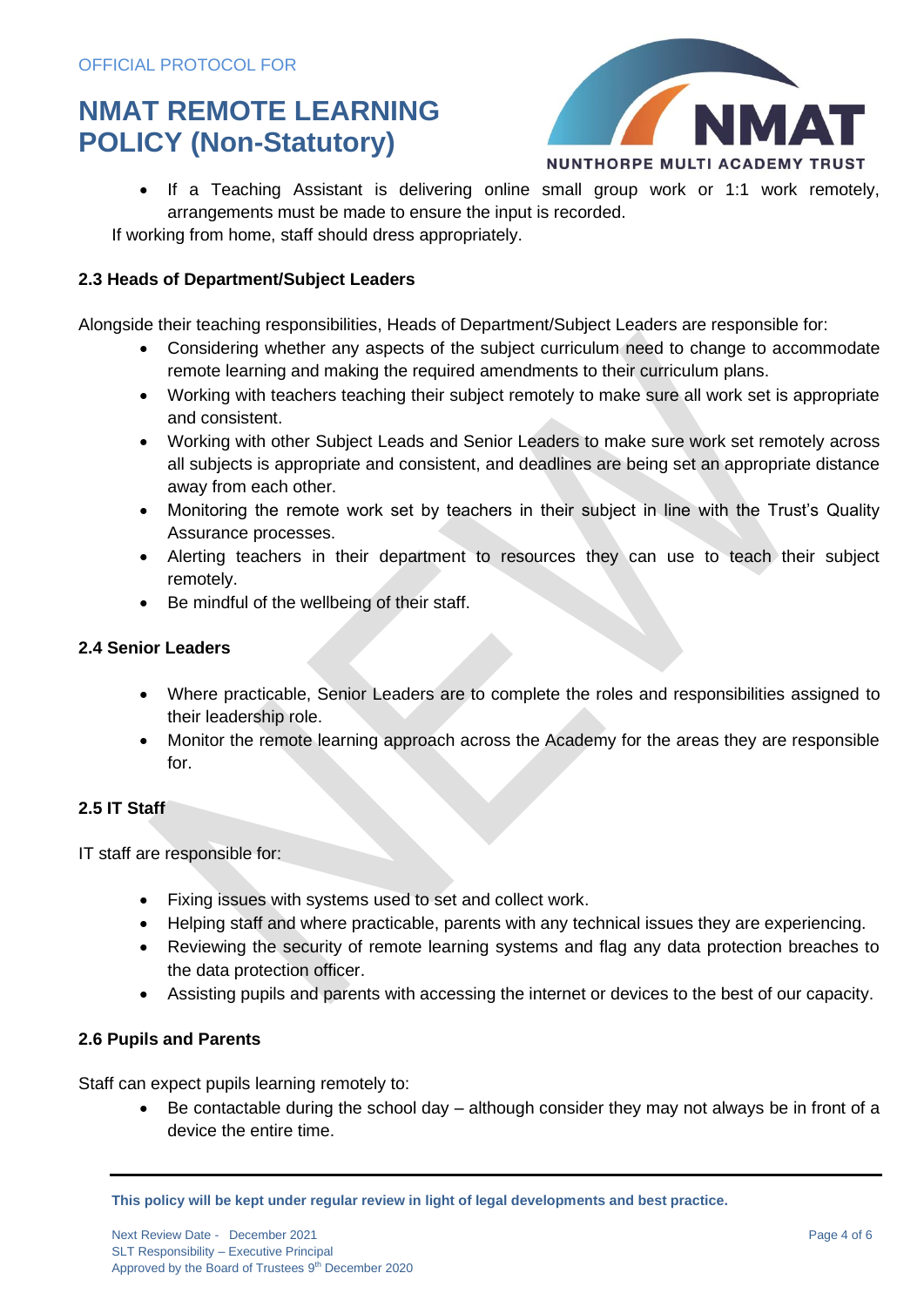- If a Teaching Assistant is delivering online small group work or 1:1 work remotely, arrangements must be made to ensure the input is recorded.

If working from home, staff should dress appropriately.

### 2.3 Heads of Department/Subject Leaders

Alongside their teaching responsibilities, Heads of Department/Subject Leaders are responsible for:

- Considering whether any aspects of the subject curriculum need to change to accommodate remote learning and making the required amendments to their curriculum plans.
- Working with teachers teaching their subject remotely to make sure all work set is appropriate and consistent.
- Working with other Subject Leads and Senior Leaders to make sure work set remotely across all subjects is appropriate and consistent, and deadlines are being set an appropriate distance away from each other.
- Monitoring the remote work set by teachers in their subject in line with the Trust's Quality Assurance processes.
- Alerting teachers in their department to resources they can use to teach their subject remotely.
- Be mindful of the wellbeing of their staff.

### 2.4 Senior Leaders

- Where practicable, Senior Leaders are to complete the roles and responsibilities assigned to their leadership role.
- Monitor the remote learning approach across the Academy for the areas they are responsible for.

### 2.5 IT Staff

IT staff are responsible for:

- Fixing issues with systems used to set and collect work.
- Helping staff and where practicable, parents with any technical issues they are experiencing.
- Reviewing the security of remote learning systems and flag any data protection breaches to the data protection officer.
- Assisting pupils and parents with accessing the internet or devices to the best of our capacity.

### 2.6 Pupils and Parents

Staff can expect pupils learning remotely to:

- Be contactable during the school day – although consider they may not always be in front of a device the entire time.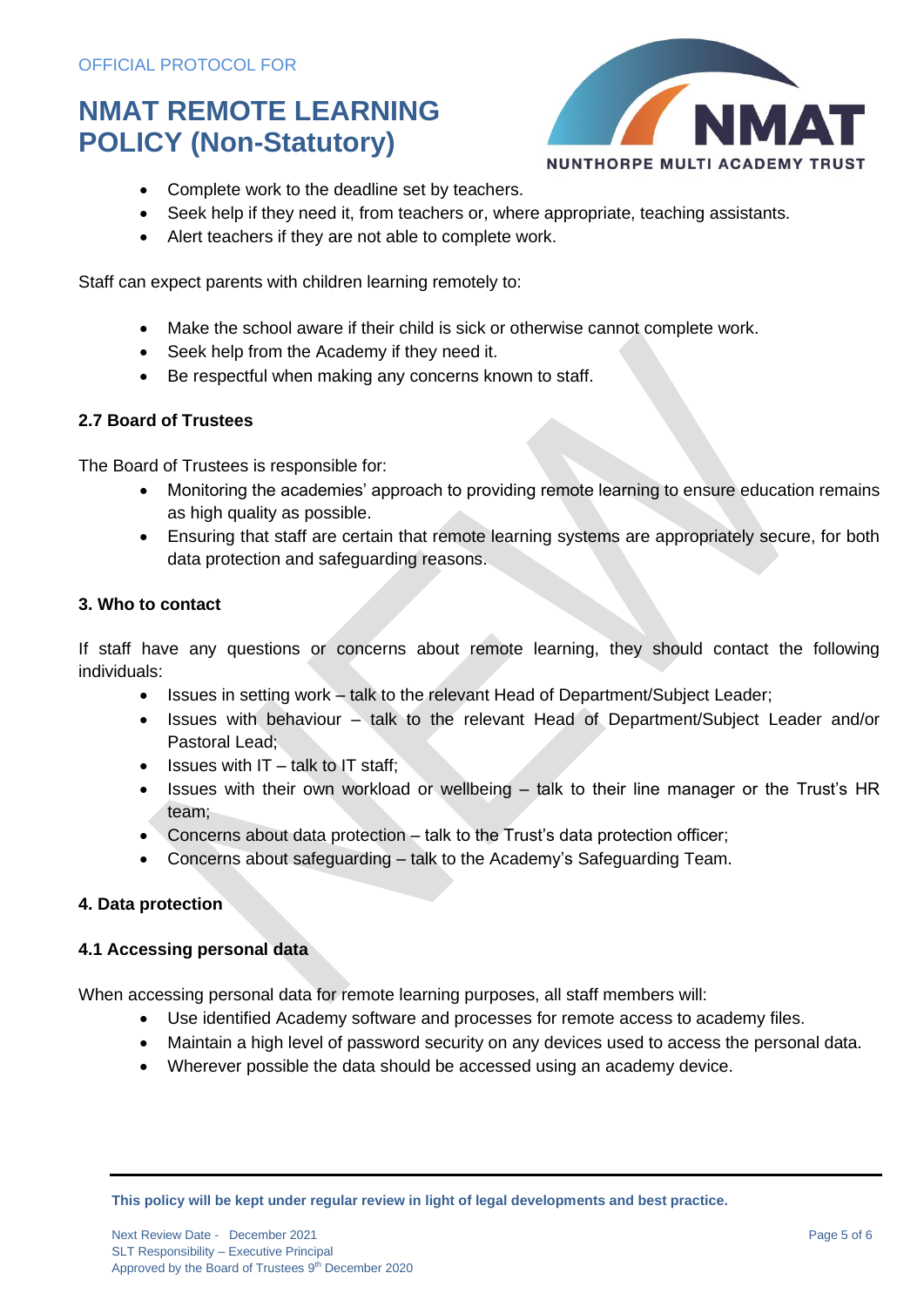- Complete work to the deadline set by teachers.
- Seek help if they need it, from teachers or, where appropriate, teaching assistants.
- Alert teachers if they are not able to complete work.

Staff can expect parents with children learning remotely to:

- Make the school aware if their child is sick or otherwise cannot complete work.
- Seek help from the Academy if they need it.
- Be respectful when making any concerns known to staff.

### 2.7 Board of Trustees

The Board of Trustees is responsible for:

- Monitoring the academies' approach to providing remote learning to ensure education remains as high quality as possible.
- Ensuring that staff are certain that remote learning systems are appropriately secure, for both data protection and safeguarding reasons.

## 3. Who to contact

If staff have any questions or concerns about remote learning, they should contact the following individuals:

- Issues in setting work – talk to the relevant Head of Department/Subject Leader;
- Issues with behaviour – talk to the relevant Head of Department/Subject Leader and/or Pastoral Lead;
- Issues with IT – talk to IT staff;
- Issues with their own workload or wellbeing – talk to their line manager or the Trust's HR team;
- Concerns about data protection – talk to the Trust's data protection officer;
- Concerns about safeguarding – talk to the Academy's Safeguarding Team.

## 4. Data protection

### 4.1 Accessing personal data

When accessing personal data for remote learning purposes, all staff members will:

- Use identified Academy software and processes for remote access to academy files.
- Maintain a high level of password security on any devices used to access the personal data.
- Wherever possible the data should be accessed using an academy device.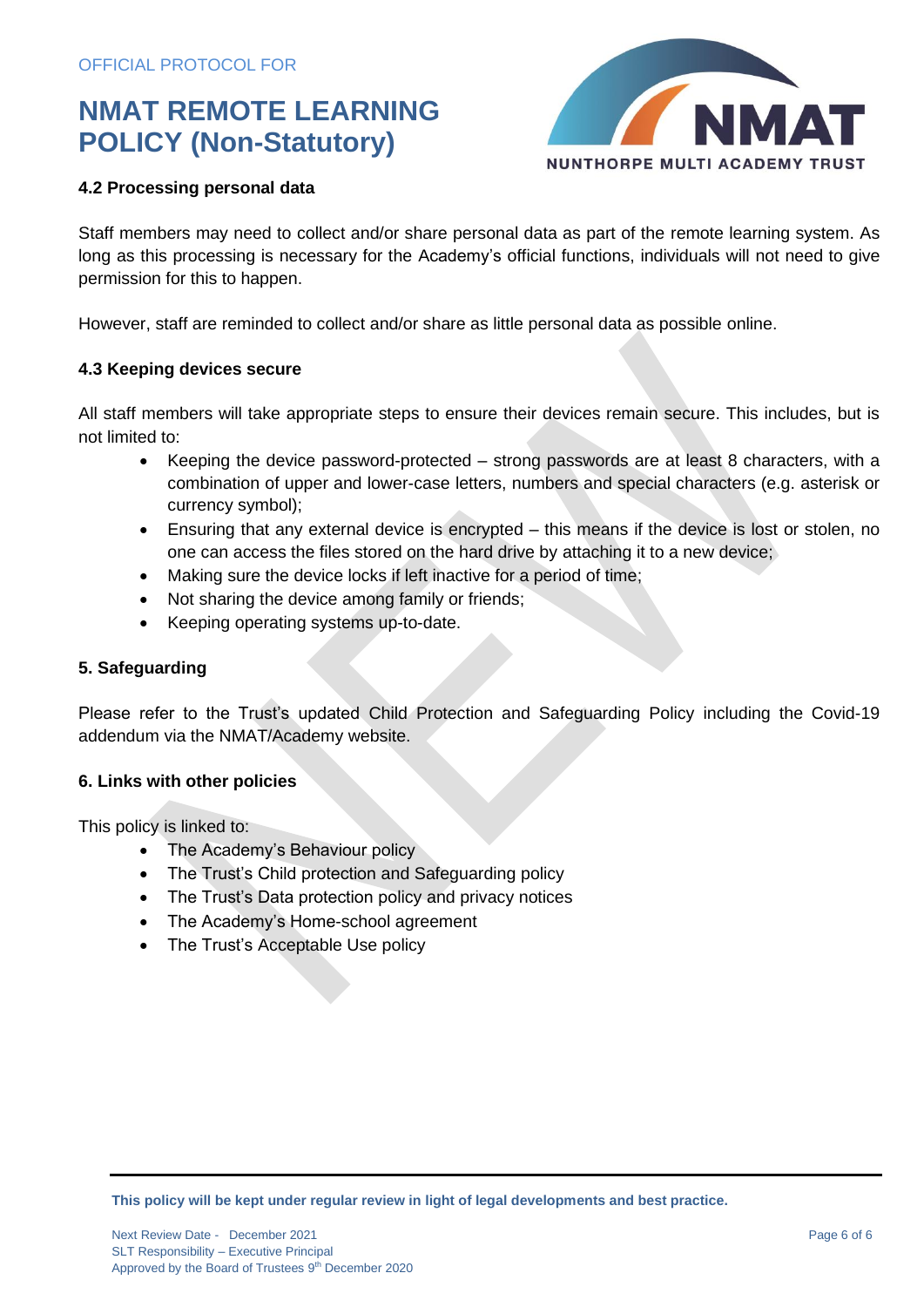#### 4.2 Processing personal data

Staff members may need to collect and/or share personal data as part of the remote learning system. As long as this processing is necessary for the Academy's official functions, individuals will not need to give permission for this to happen.

However, staff are reminded to collect and/or share as little personal data as possible online.

#### 4.3 Keeping devices secure

All staff members will take appropriate steps to ensure their devices remain secure. This includes, but is not limited to:

- Keeping the device password-protected – strong passwords are at least 8 characters, with a combination of upper and lower-case letters, numbers and special characters (e.g. asterisk or currency symbol);
- Ensuring that any external device is encrypted – this means if the device is lost or stolen, no one can access the files stored on the hard drive by attaching it to a new device;
- Making sure the device locks if left inactive for a period of time;
- Not sharing the device among family or friends;
- Keeping operating systems up-to-date.

#### 5. Safeguarding

Please refer to the Trust's updated Child Protection and Safeguarding Policy including the Covid-19 addendum via the NMAT/Academy website.

#### 6. Links with other policies

This policy is linked to:

- The Academy's Behaviour policy
- The Trust's Child protection and Safeguarding policy
- The Trust's Data protection policy and privacy notices
- The Academy's Home-school agreement
- The Trust's Acceptable Use policy

**This policy will be kept under regular review in light of legal developments and best practice.**

Next Review Date - December 2021
SLT Responsibility – Executive Principal
Approved by the Board of Trustees 9th December 2020